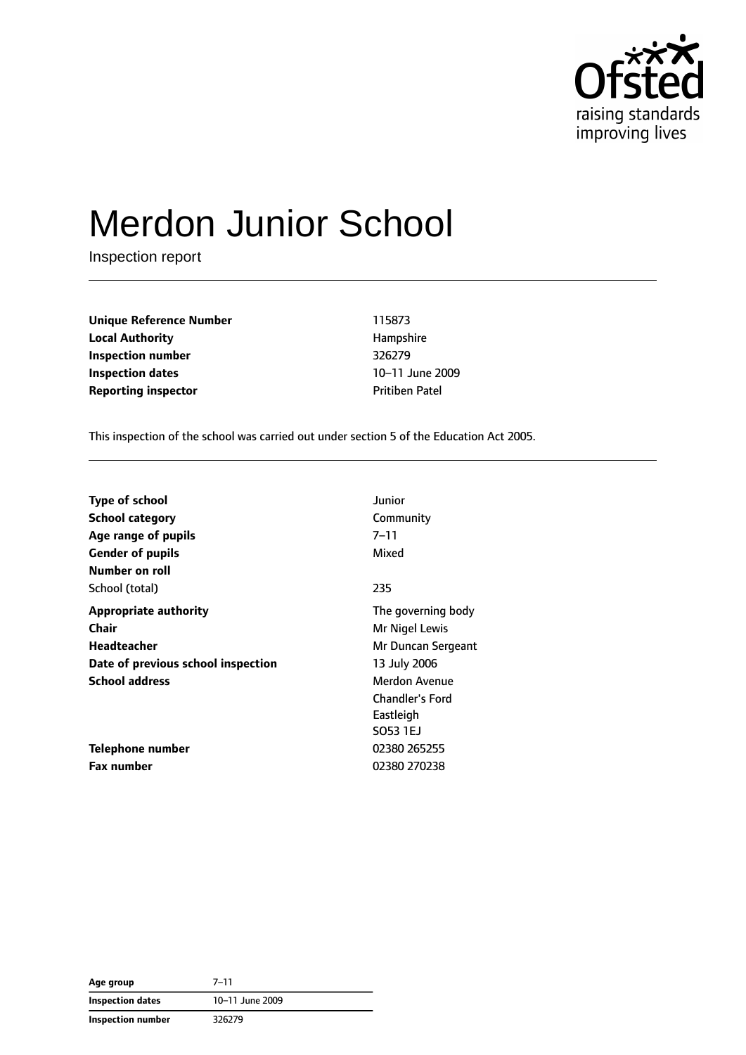# Merdon Junior School

Inspection report

| | |
|---|---|
| **Unique Reference Number** | 115873 |
| **Local Authority** | Hampshire |
| **Inspection number** | 326279 |
| **Inspection dates** | 10–11 June 2009 |
| **Reporting inspector** | Pritiben Patel |

This inspection of the school was carried out under section 5 of the Education Act 2005.

| | |
|---|---|
| **Type of school** | Junior |
| **School category** | Community |
| **Age range of pupils** | 7–11 |
| **Gender of pupils** | Mixed |
| **Number on roll** | |
| School (total) | 235 |
| **Appropriate authority** | The governing body |
| **Chair** | Mr Nigel Lewis |
| **Headteacher** | Mr Duncan Sergeant |
| **Date of previous school inspection** | 13 July 2006 |
| **School address** | Merdon Avenue<br>Chandler's Ford<br>Eastleigh<br>SO53 1EJ |
| **Telephone number** | 02380 265255 |
| **Fax number** | 02380 270238 |

| | |
|---|---|
| **Age group** | 7–11 |
| **Inspection dates** | 10–11 June 2009 |
| **Inspection number** | 326279 |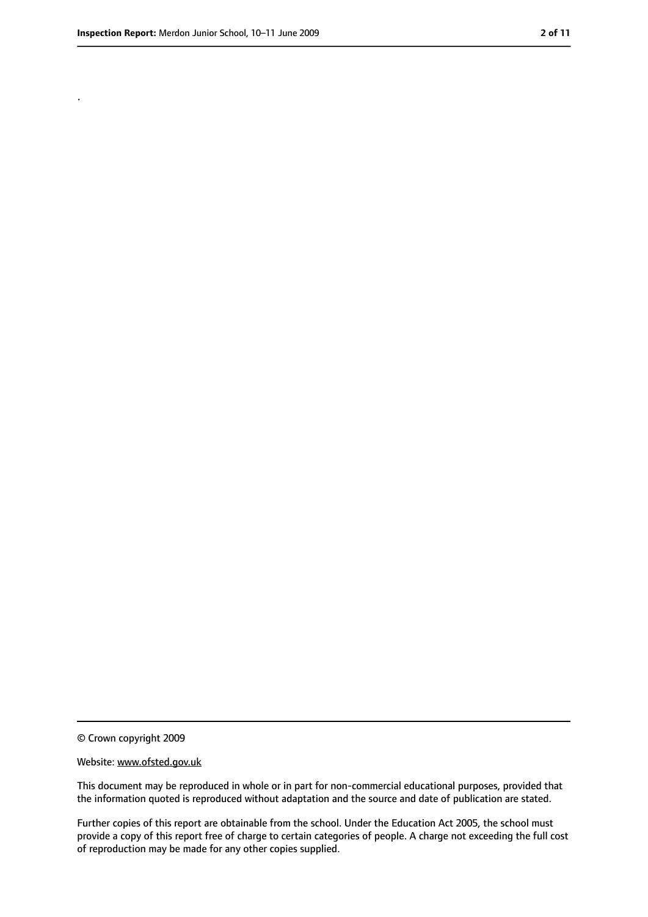.

© Crown copyright 2009

Website: www.ofsted.gov.uk

This document may be reproduced in whole or in part for non-commercial educational purposes, provided that the information quoted is reproduced without adaptation and the source and date of publication are stated.

Further copies of this report are obtainable from the school. Under the Education Act 2005, the school must provide a copy of this report free of charge to certain categories of people. A charge not exceeding the full cost of reproduction may be made for any other copies supplied.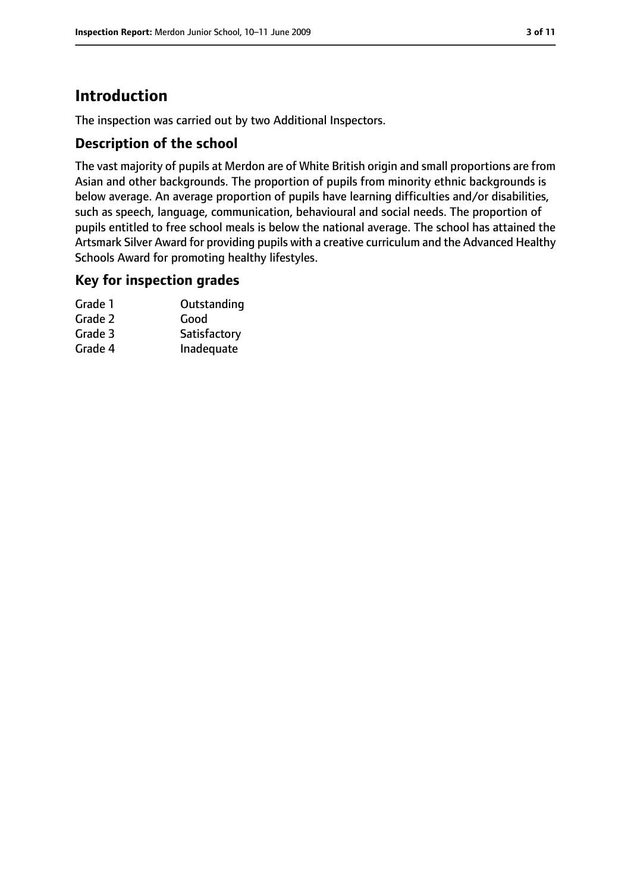# Introduction

The inspection was carried out by two Additional Inspectors.

## Description of the school

The vast majority of pupils at Merdon are of White British origin and small proportions are from Asian and other backgrounds. The proportion of pupils from minority ethnic backgrounds is below average. An average proportion of pupils have learning difficulties and/or disabilities, such as speech, language, communication, behavioural and social needs. The proportion of pupils entitled to free school meals is below the national average. The school has attained the Artsmark Silver Award for providing pupils with a creative curriculum and the Advanced Healthy Schools Award for promoting healthy lifestyles.

## Key for inspection grades

| | |
|---|---|
| Grade 1 | Outstanding |
| Grade 2 | Good |
| Grade 3 | Satisfactory |
| Grade 4 | Inadequate |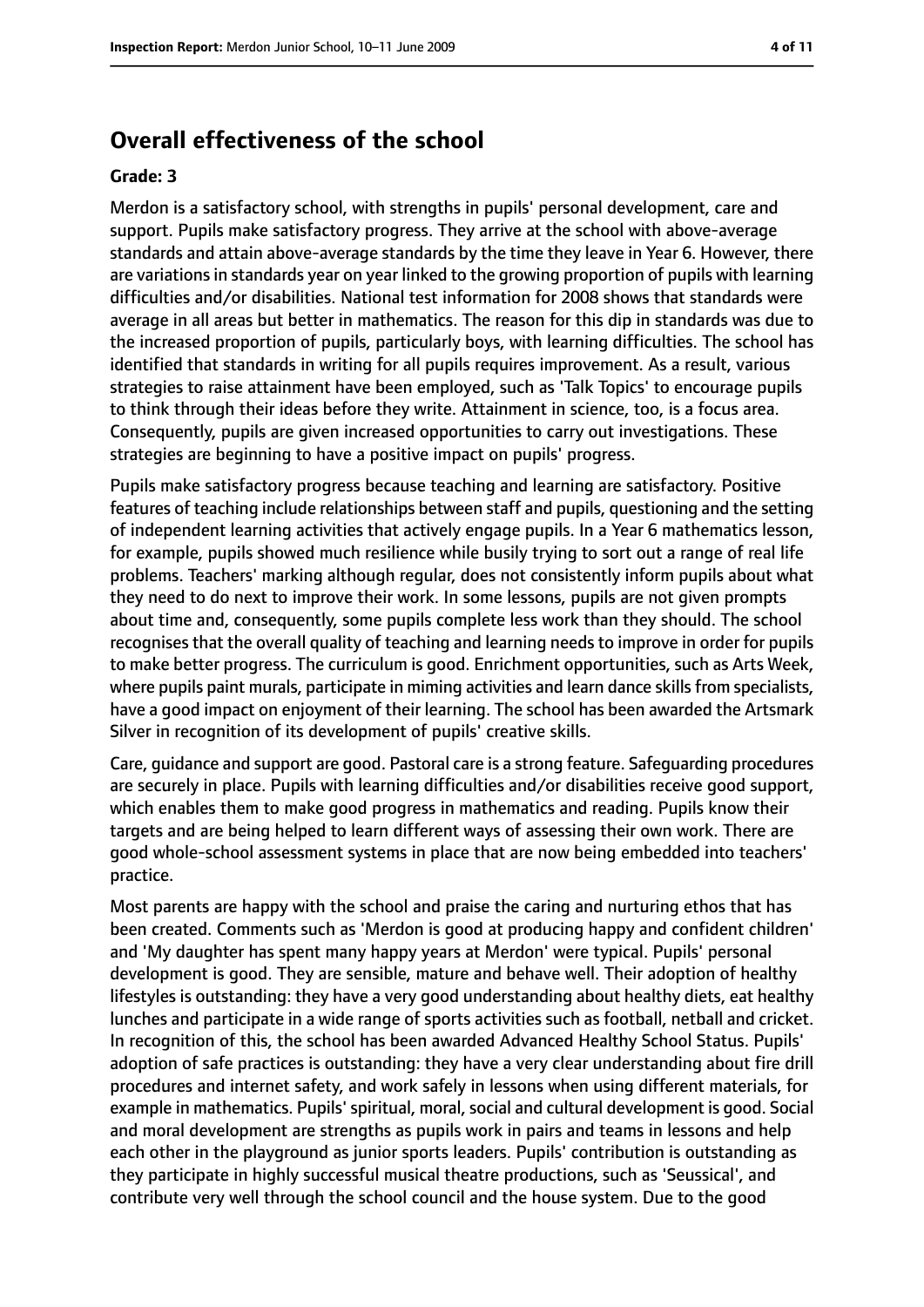## Overall effectiveness of the school

**Grade: 3**

Merdon is a satisfactory school, with strengths in pupils' personal development, care and support. Pupils make satisfactory progress. They arrive at the school with above-average standards and attain above-average standards by the time they leave in Year 6. However, there are variations in standards year on year linked to the growing proportion of pupils with learning difficulties and/or disabilities. National test information for 2008 shows that standards were average in all areas but better in mathematics. The reason for this dip in standards was due to the increased proportion of pupils, particularly boys, with learning difficulties. The school has identified that standards in writing for all pupils requires improvement. As a result, various strategies to raise attainment have been employed, such as 'Talk Topics' to encourage pupils to think through their ideas before they write. Attainment in science, too, is a focus area. Consequently, pupils are given increased opportunities to carry out investigations. These strategies are beginning to have a positive impact on pupils' progress.

Pupils make satisfactory progress because teaching and learning are satisfactory. Positive features of teaching include relationships between staff and pupils, questioning and the setting of independent learning activities that actively engage pupils. In a Year 6 mathematics lesson, for example, pupils showed much resilience while busily trying to sort out a range of real life problems. Teachers' marking although regular, does not consistently inform pupils about what they need to do next to improve their work. In some lessons, pupils are not given prompts about time and, consequently, some pupils complete less work than they should. The school recognises that the overall quality of teaching and learning needs to improve in order for pupils to make better progress. The curriculum is good. Enrichment opportunities, such as Arts Week, where pupils paint murals, participate in miming activities and learn dance skills from specialists, have a good impact on enjoyment of their learning. The school has been awarded the Artsmark Silver in recognition of its development of pupils' creative skills.

Care, guidance and support are good. Pastoral care is a strong feature. Safeguarding procedures are securely in place. Pupils with learning difficulties and/or disabilities receive good support, which enables them to make good progress in mathematics and reading. Pupils know their targets and are being helped to learn different ways of assessing their own work. There are good whole-school assessment systems in place that are now being embedded into teachers' practice.

Most parents are happy with the school and praise the caring and nurturing ethos that has been created. Comments such as 'Merdon is good at producing happy and confident children' and 'My daughter has spent many happy years at Merdon' were typical. Pupils' personal development is good. They are sensible, mature and behave well. Their adoption of healthy lifestyles is outstanding: they have a very good understanding about healthy diets, eat healthy lunches and participate in a wide range of sports activities such as football, netball and cricket. In recognition of this, the school has been awarded Advanced Healthy School Status. Pupils' adoption of safe practices is outstanding: they have a very clear understanding about fire drill procedures and internet safety, and work safely in lessons when using different materials, for example in mathematics. Pupils' spiritual, moral, social and cultural development is good. Social and moral development are strengths as pupils work in pairs and teams in lessons and help each other in the playground as junior sports leaders. Pupils' contribution is outstanding as they participate in highly successful musical theatre productions, such as 'Seussical', and contribute very well through the school council and the house system. Due to the good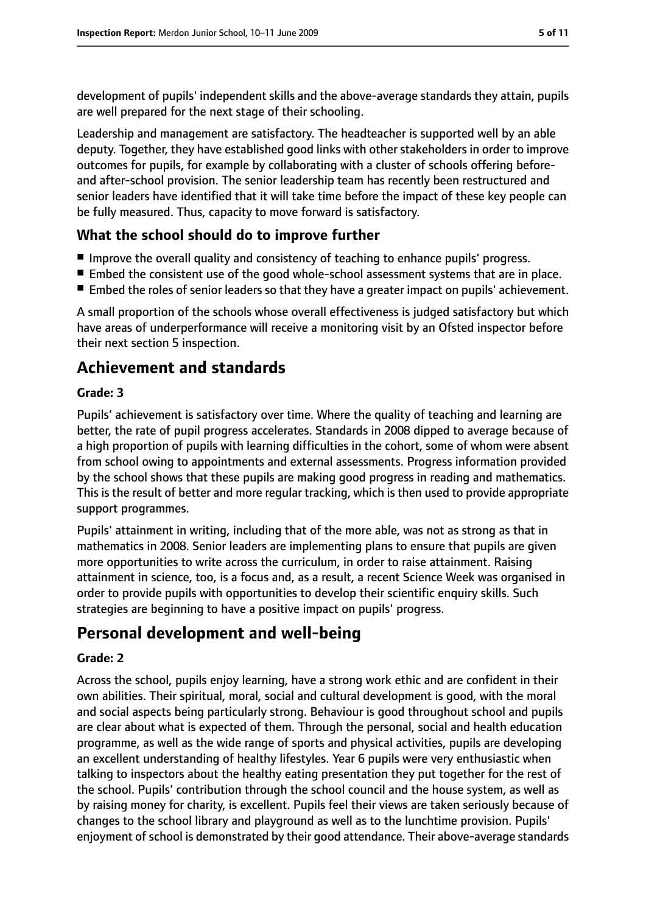development of pupils' independent skills and the above-average standards they attain, pupils are well prepared for the next stage of their schooling.

Leadership and management are satisfactory. The headteacher is supported well by an able deputy. Together, they have established good links with other stakeholders in order to improve outcomes for pupils, for example by collaborating with a cluster of schools offering before- and after-school provision. The senior leadership team has recently been restructured and senior leaders have identified that it will take time before the impact of these key people can be fully measured. Thus, capacity to move forward is satisfactory.

### What the school should do to improve further

- Improve the overall quality and consistency of teaching to enhance pupils' progress.
- Embed the consistent use of the good whole-school assessment systems that are in place.
- Embed the roles of senior leaders so that they have a greater impact on pupils' achievement.

A small proportion of the schools whose overall effectiveness is judged satisfactory but which have areas of underperformance will receive a monitoring visit by an Ofsted inspector before their next section 5 inspection.

## Achievement and standards

#### Grade: 3

Pupils' achievement is satisfactory over time. Where the quality of teaching and learning are better, the rate of pupil progress accelerates. Standards in 2008 dipped to average because of a high proportion of pupils with learning difficulties in the cohort, some of whom were absent from school owing to appointments and external assessments. Progress information provided by the school shows that these pupils are making good progress in reading and mathematics. This is the result of better and more regular tracking, which is then used to provide appropriate support programmes.

Pupils' attainment in writing, including that of the more able, was not as strong as that in mathematics in 2008. Senior leaders are implementing plans to ensure that pupils are given more opportunities to write across the curriculum, in order to raise attainment. Raising attainment in science, too, is a focus and, as a result, a recent Science Week was organised in order to provide pupils with opportunities to develop their scientific enquiry skills. Such strategies are beginning to have a positive impact on pupils' progress.

## Personal development and well-being

#### Grade: 2

Across the school, pupils enjoy learning, have a strong work ethic and are confident in their own abilities. Their spiritual, moral, social and cultural development is good, with the moral and social aspects being particularly strong. Behaviour is good throughout school and pupils are clear about what is expected of them. Through the personal, social and health education programme, as well as the wide range of sports and physical activities, pupils are developing an excellent understanding of healthy lifestyles. Year 6 pupils were very enthusiastic when talking to inspectors about the healthy eating presentation they put together for the rest of the school. Pupils' contribution through the school council and the house system, as well as by raising money for charity, is excellent. Pupils feel their views are taken seriously because of changes to the school library and playground as well as to the lunchtime provision. Pupils' enjoyment of school is demonstrated by their good attendance. Their above-average standards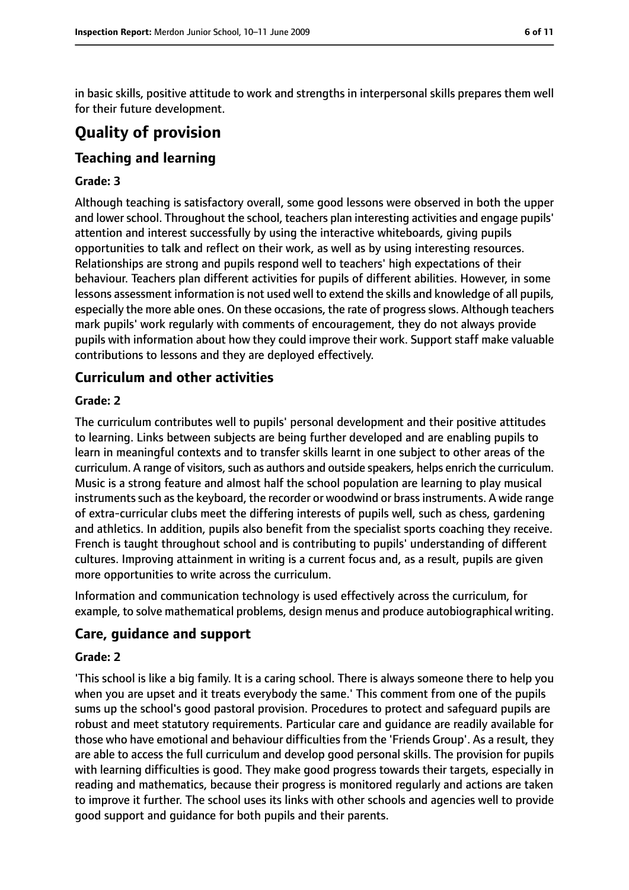in basic skills, positive attitude to work and strengths in interpersonal skills prepares them well for their future development.

# Quality of provision

## Teaching and learning

**Grade: 3**

Although teaching is satisfactory overall, some good lessons were observed in both the upper and lower school. Throughout the school, teachers plan interesting activities and engage pupils' attention and interest successfully by using the interactive whiteboards, giving pupils opportunities to talk and reflect on their work, as well as by using interesting resources. Relationships are strong and pupils respond well to teachers' high expectations of their behaviour. Teachers plan different activities for pupils of different abilities. However, in some lessons assessment information is not used well to extend the skills and knowledge of all pupils, especially the more able ones. On these occasions, the rate of progress slows. Although teachers mark pupils' work regularly with comments of encouragement, they do not always provide pupils with information about how they could improve their work. Support staff make valuable contributions to lessons and they are deployed effectively.

## Curriculum and other activities

**Grade: 2**

The curriculum contributes well to pupils' personal development and their positive attitudes to learning. Links between subjects are being further developed and are enabling pupils to learn in meaningful contexts and to transfer skills learnt in one subject to other areas of the curriculum. A range of visitors, such as authors and outside speakers, helps enrich the curriculum. Music is a strong feature and almost half the school population are learning to play musical instruments such as the keyboard, the recorder or woodwind or brass instruments. A wide range of extra-curricular clubs meet the differing interests of pupils well, such as chess, gardening and athletics. In addition, pupils also benefit from the specialist sports coaching they receive. French is taught throughout school and is contributing to pupils' understanding of different cultures. Improving attainment in writing is a current focus and, as a result, pupils are given more opportunities to write across the curriculum.

Information and communication technology is used effectively across the curriculum, for example, to solve mathematical problems, design menus and produce autobiographical writing.

## Care, guidance and support

**Grade: 2**

'This school is like a big family. It is a caring school. There is always someone there to help you when you are upset and it treats everybody the same.' This comment from one of the pupils sums up the school's good pastoral provision. Procedures to protect and safeguard pupils are robust and meet statutory requirements. Particular care and guidance are readily available for those who have emotional and behaviour difficulties from the 'Friends Group'. As a result, they are able to access the full curriculum and develop good personal skills. The provision for pupils with learning difficulties is good. They make good progress towards their targets, especially in reading and mathematics, because their progress is monitored regularly and actions are taken to improve it further. The school uses its links with other schools and agencies well to provide good support and guidance for both pupils and their parents.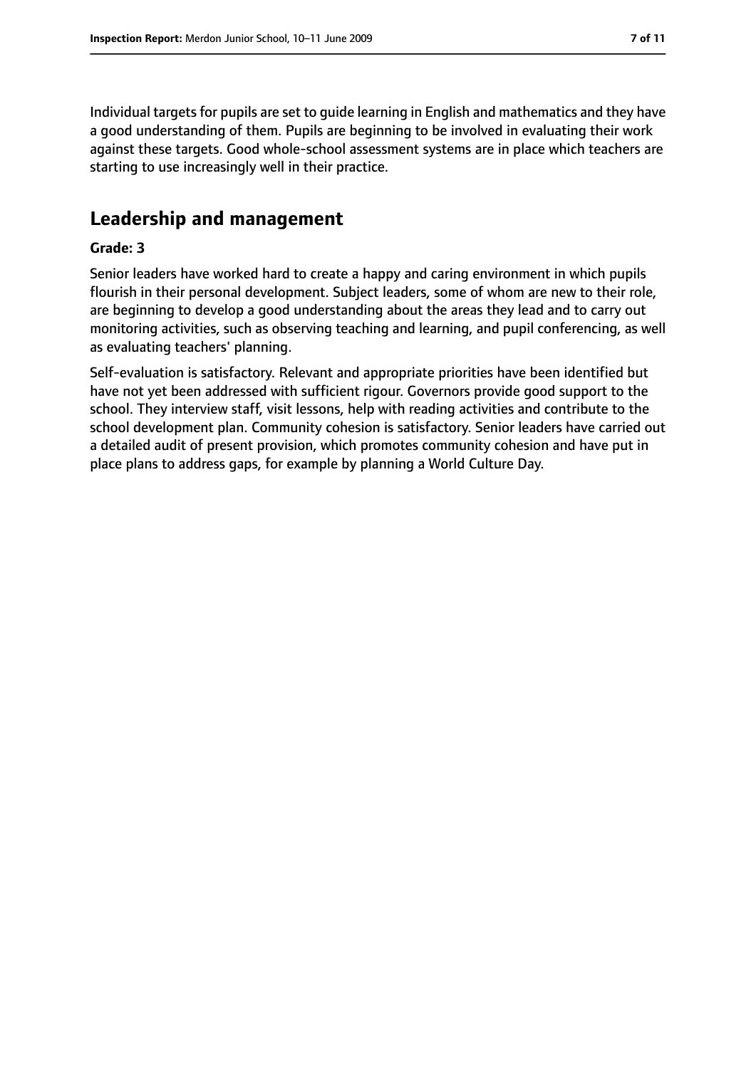Individual targets for pupils are set to guide learning in English and mathematics and they have a good understanding of them. Pupils are beginning to be involved in evaluating their work against these targets. Good whole-school assessment systems are in place which teachers are starting to use increasingly well in their practice.

## Leadership and management

**Grade: 3**

Senior leaders have worked hard to create a happy and caring environment in which pupils flourish in their personal development. Subject leaders, some of whom are new to their role, are beginning to develop a good understanding about the areas they lead and to carry out monitoring activities, such as observing teaching and learning, and pupil conferencing, as well as evaluating teachers' planning.

Self-evaluation is satisfactory. Relevant and appropriate priorities have been identified but have not yet been addressed with sufficient rigour. Governors provide good support to the school. They interview staff, visit lessons, help with reading activities and contribute to the school development plan. Community cohesion is satisfactory. Senior leaders have carried out a detailed audit of present provision, which promotes community cohesion and have put in place plans to address gaps, for example by planning a World Culture Day.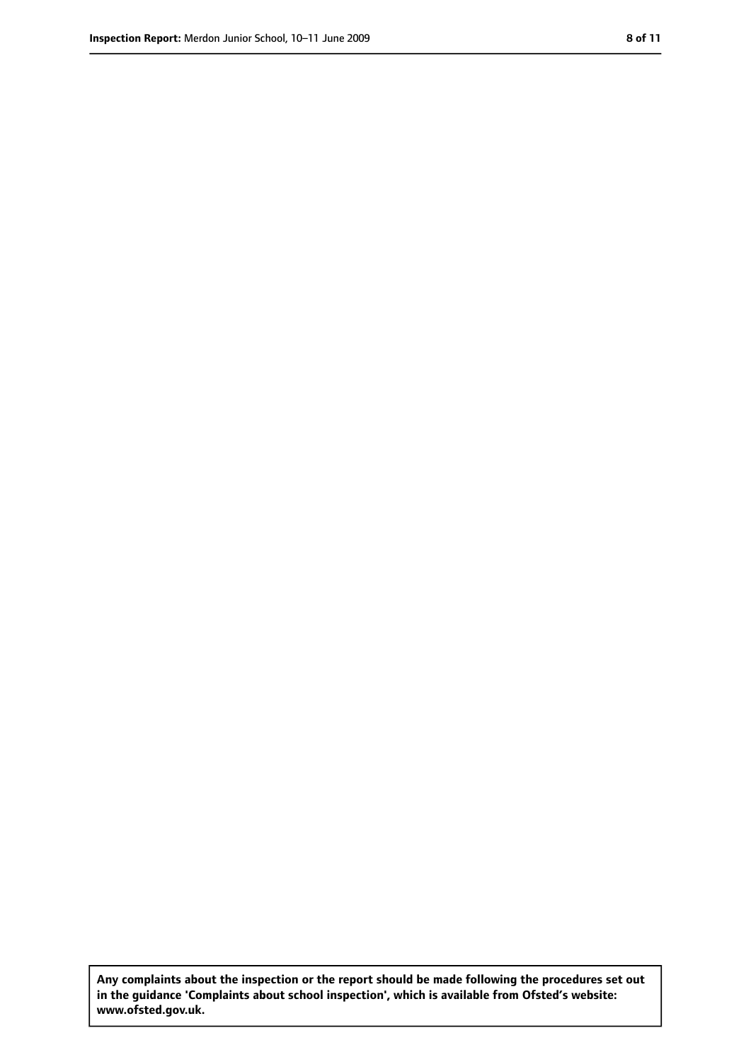**Any complaints about the inspection or the report should be made following the procedures set out in the guidance 'Complaints about school inspection', which is available from Ofsted's website: www.ofsted.gov.uk.**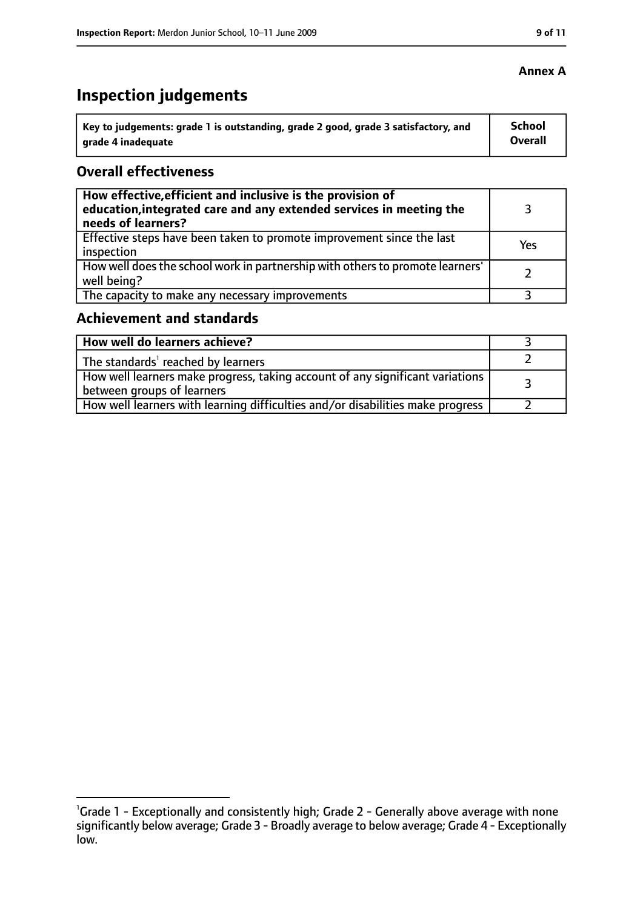**Annex A**

# Inspection judgements

| Key to judgements: grade 1 is outstanding, grade 2 good, grade 3 satisfactory, and grade 4 inadequate | School Overall |
|---|---|

## Overall effectiveness

| | |
|---|---|
| **How effective, efficient and inclusive is the provision of education, integrated care and any extended services in meeting the needs of learners?** | 3 |
| Effective steps have been taken to promote improvement since the last inspection | Yes |
| How well does the school work in partnership with others to promote learners' well being? | 2 |
| The capacity to make any necessary improvements | 3 |

## Achievement and standards

| | |
|---|---|
| **How well do learners achieve?** | 3 |
| The standards[1] reached by learners | 2 |
| How well learners make progress, taking account of any significant variations between groups of learners | 3 |
| How well learners with learning difficulties and/or disabilities make progress | 2 |

[1]Grade 1 - Exceptionally and consistently high; Grade 2 - Generally above average with none significantly below average; Grade 3 - Broadly average to below average; Grade 4 - Exceptionally low.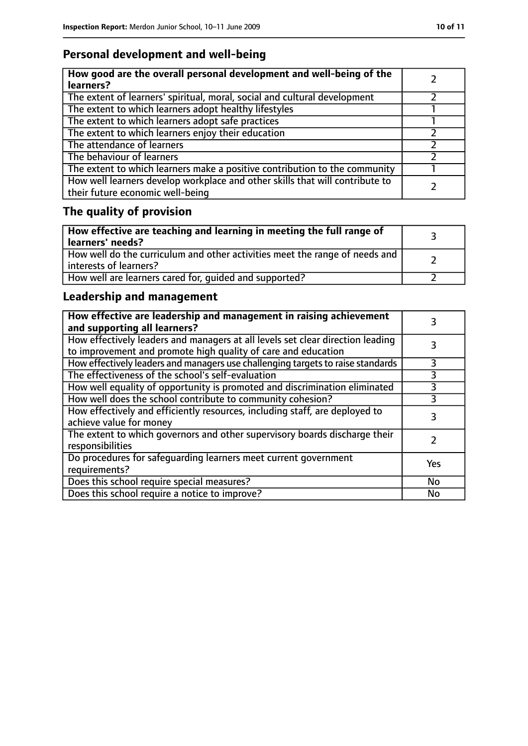## Personal development and well-being

| **How good are the overall personal development and well-being of the learners?** | 2 |
|---|---|
| The extent of learners' spiritual, moral, social and cultural development | 2 |
| The extent to which learners adopt healthy lifestyles | 1 |
| The extent to which learners adopt safe practices | 1 |
| The extent to which learners enjoy their education | 2 |
| The attendance of learners | 2 |
| The behaviour of learners | 2 |
| The extent to which learners make a positive contribution to the community | 1 |
| How well learners develop workplace and other skills that will contribute to their future economic well-being | 2 |

## The quality of provision

| **How effective are teaching and learning in meeting the full range of learners' needs?** | 3 |
|---|---|
| How well do the curriculum and other activities meet the range of needs and interests of learners? | 2 |
| How well are learners cared for, guided and supported? | 2 |

## Leadership and management

| **How effective are leadership and management in raising achievement and supporting all learners?** | 3 |
|---|---|
| How effectively leaders and managers at all levels set clear direction leading to improvement and promote high quality of care and education | 3 |
| How effectively leaders and managers use challenging targets to raise standards | 3 |
| The effectiveness of the school's self-evaluation | 3 |
| How well equality of opportunity is promoted and discrimination eliminated | 3 |
| How well does the school contribute to community cohesion? | 3 |
| How effectively and efficiently resources, including staff, are deployed to achieve value for money | 3 |
| The extent to which governors and other supervisory boards discharge their responsibilities | 2 |
| Do procedures for safeguarding learners meet current government requirements? | Yes |
| Does this school require special measures? | No |
| Does this school require a notice to improve? | No |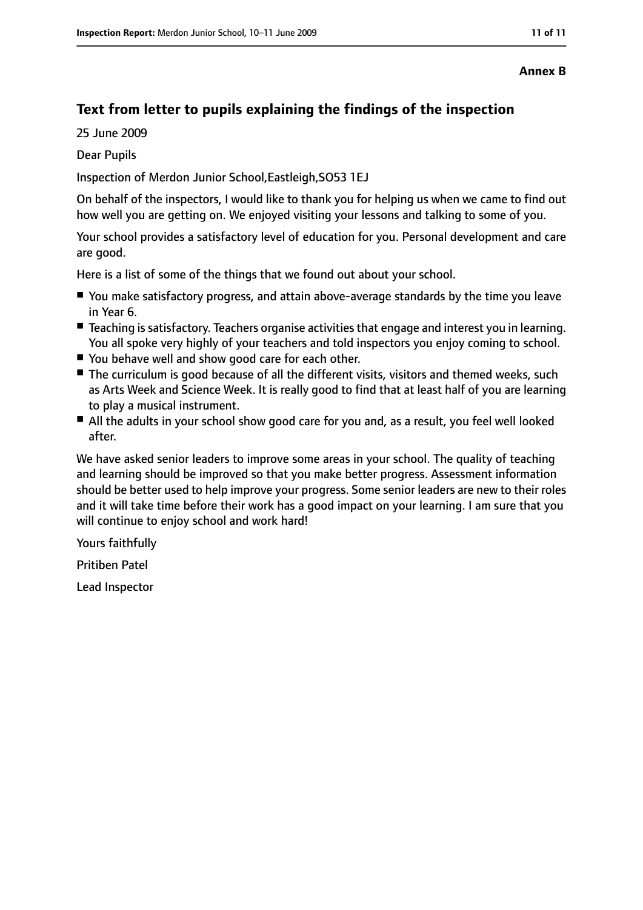**Annex B**

## Text from letter to pupils explaining the findings of the inspection

25 June 2009

Dear Pupils

Inspection of Merdon Junior School,Eastleigh,SO53 1EJ

On behalf of the inspectors, I would like to thank you for helping us when we came to find out how well you are getting on. We enjoyed visiting your lessons and talking to some of you.

Your school provides a satisfactory level of education for you. Personal development and care are good.

Here is a list of some of the things that we found out about your school.

- You make satisfactory progress, and attain above-average standards by the time you leave in Year 6.
- Teaching is satisfactory. Teachers organise activities that engage and interest you in learning. You all spoke very highly of your teachers and told inspectors you enjoy coming to school.
- You behave well and show good care for each other.
- The curriculum is good because of all the different visits, visitors and themed weeks, such as Arts Week and Science Week. It is really good to find that at least half of you are learning to play a musical instrument.
- All the adults in your school show good care for you and, as a result, you feel well looked after.

We have asked senior leaders to improve some areas in your school. The quality of teaching and learning should be improved so that you make better progress. Assessment information should be better used to help improve your progress. Some senior leaders are new to their roles and it will take time before their work has a good impact on your learning. I am sure that you will continue to enjoy school and work hard!

Yours faithfully

Pritiben Patel

Lead Inspector